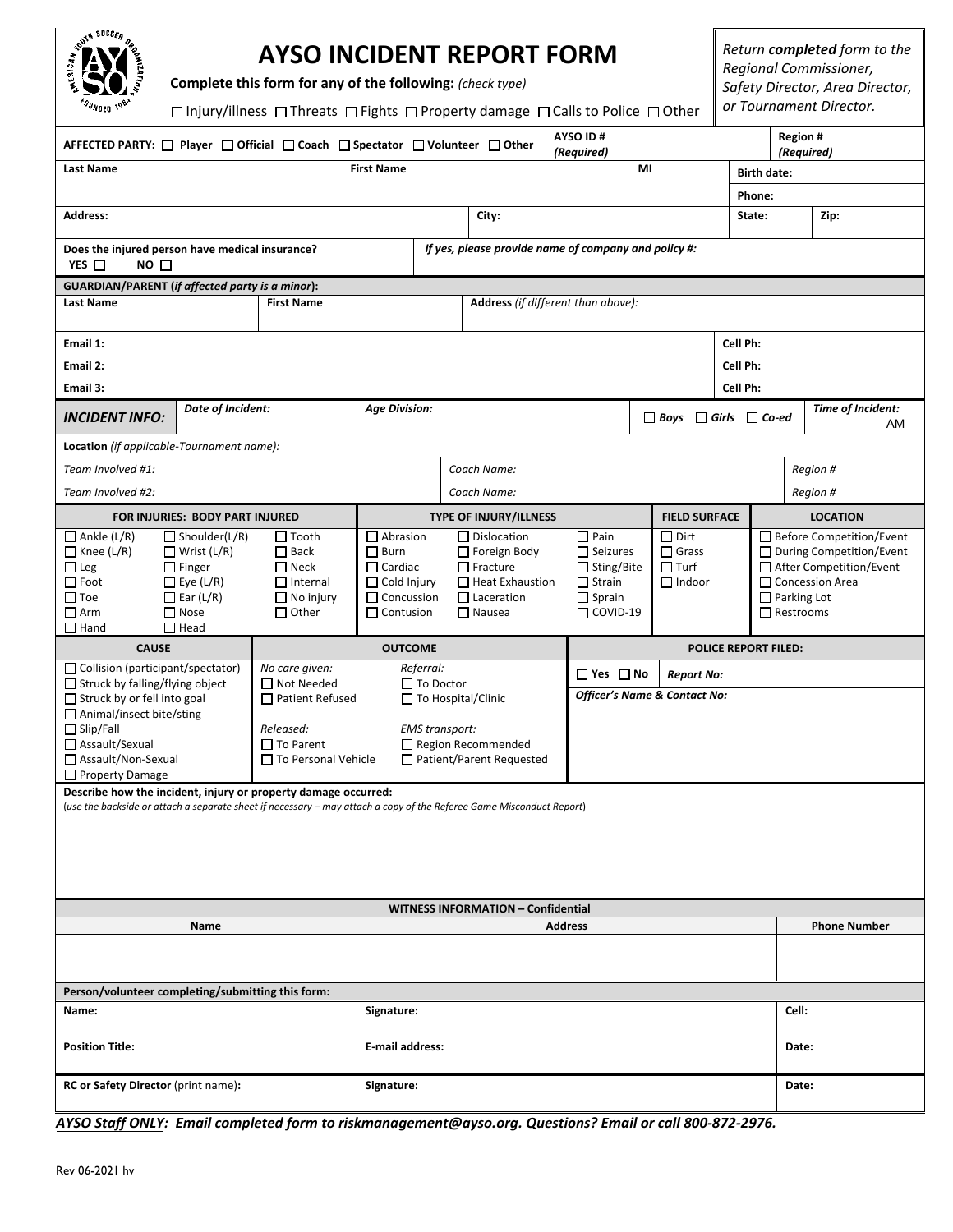# AYSO INCIDENT REPORT FORM

**Complete this form for any of the following:** *(check type)*

☐ Injury/illness ☐ Threats ☐ Fights ☐ Property damage ☐ Calls to Police ☐ Other

*Return **completed** form to the Regional Commissioner, Safety Director, Area Director, or Tournament Director.*

| **AFFECTED PARTY:** ☐ Player ☐ Official ☐ Coach ☐ Spectator ☐ Volunteer ☐ Other | **AYSO ID #** *(Required)* | **Region #** *(Required)* |
|---|---|---|

| **Last Name** | **First Name** | **MI** | **Birth date:** |
|---|---|---|---|
| | | | **Phone:** |

| **Address:** | **City:** | **State:** | **Zip:** |
|---|---|---|---|

| **Does the injured person have medical insurance?** YES ☐ NO ☐ | ***If yes, please provide name of company and policy #:*** |
|---|---|

**GUARDIAN/PARENT (*if affected party is a minor*):**

| **Last Name** | **First Name** | **Address** *(if different than above):* |
|---|---|---|

| | |
|---|---|
| **Email 1:** | **Cell Ph:** |
| **Email 2:** | **Cell Ph:** |
| **Email 3:** | **Cell Ph:** |

| ***INCIDENT INFO:*** | ***Date of Incident:*** | ***Age Division:*** | ☐ ***Boys*** ☐ ***Girls*** ☐ ***Co-ed*** | ***Time of Incident:*** AM |
|---|---|---|---|---|

**Location** *(if applicable-Tournament name):*

| *Team Involved #1:* | *Coach Name:* | *Region #* |
|---|---|---|
| *Team Involved #2:* | *Coach Name:* | *Region #* |

| **FOR INJURIES: BODY PART INJURED** | | | **TYPE OF INJURY/ILLNESS** | | | **FIELD SURFACE** | **LOCATION** |
|---|---|---|---|---|---|---|---|
| ☐ Ankle (L/R) | ☐ Shoulder(L/R) | ☐ Tooth | ☐ Abrasion | ☐ Dislocation | ☐ Pain | ☐ Dirt | ☐ Before Competition/Event |
| ☐ Knee (L/R) | ☐ Wrist (L/R) | ☐ Back | ☐ Burn | ☐ Foreign Body | ☐ Seizures | ☐ Grass | ☐ During Competition/Event |
| ☐ Leg | ☐ Finger | ☐ Neck | ☐ Cardiac | ☐ Fracture | ☐ Sting/Bite | ☐ Turf | ☐ After Competition/Event |
| ☐ Foot | ☐ Eye (L/R) | ☐ Internal | ☐ Cold Injury | ☐ Heat Exhaustion | ☐ Strain | ☐ Indoor | ☐ Concession Area |
| ☐ Toe | ☐ Ear (L/R) | ☐ No injury | ☐ Concussion | ☐ Laceration | ☐ Sprain | | ☐ Parking Lot |
| ☐ Arm | ☐ Nose | ☐ Other | ☐ Contusion | ☐ Nausea | ☐ COVID-19 | | ☐ Restrooms |
| ☐ Hand | ☐ Head | | | | | | |

| **CAUSE** | **OUTCOME** | | **POLICE REPORT FILED:** |
|---|---|---|---|
| ☐ Collision (participant/spectator) | *No care given:* | *Referral:* | ☐ Yes ☐ No ***Report No:*** |
| ☐ Struck by falling/flying object | ☐ Not Needed | ☐ To Doctor | ***Officer's Name & Contact No:*** |
| ☐ Struck by or fell into goal | ☐ Patient Refused | ☐ To Hospital/Clinic | |
| ☐ Animal/insect bite/sting | | | |
| ☐ Slip/Fall | *Released:* | *EMS transport:* | |
| ☐ Assault/Sexual | ☐ To Parent | ☐ Region Recommended | |
| ☐ Assault/Non-Sexual | ☐ To Personal Vehicle | ☐ Patient/Parent Requested | |
| ☐ Property Damage | | | |

**Describe how the incident, injury or property damage occurred:**
(*use the backside or attach a separate sheet if necessary – may attach a copy of the Referee Game Misconduct Report*)

**WITNESS INFORMATION – Confidential**

| **Name** | **Address** | **Phone Number** |
|---|---|---|
| | | |
| | | |

**Person/volunteer completing/submitting this form:**

| | | |
|---|---|---|
| **Name:** | **Signature:** | **Cell:** |
| **Position Title:** | **E-mail address:** | **Date:** |
| **RC or Safety Director** (print name)**:** | **Signature:** | **Date:** |

***AYSO Staff ONLY:*** ***Email completed form to riskmanagement@ayso.org. Questions? Email or call 800-872-2976.***

Rev 06-2021 hv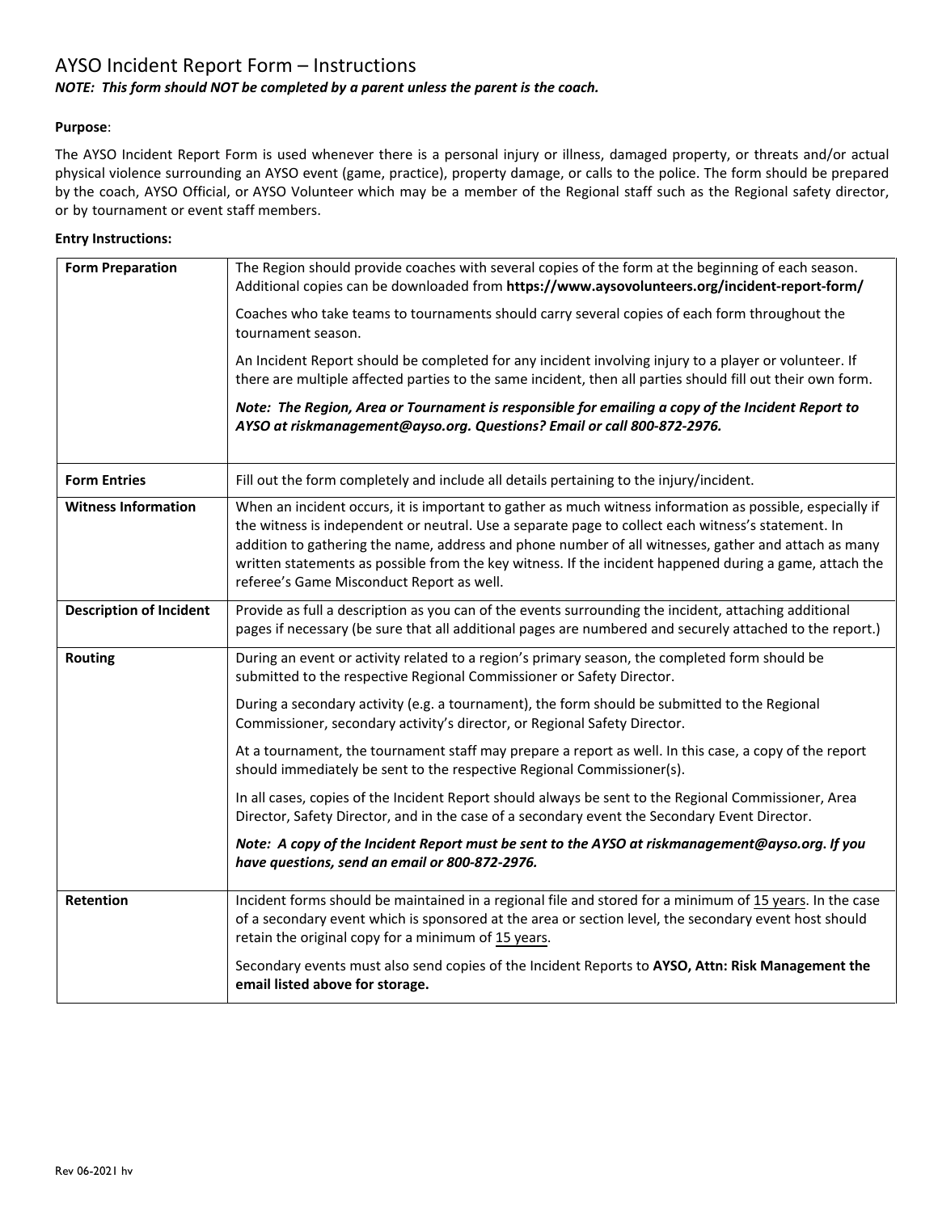# AYSO Incident Report Form – Instructions

***NOTE: This form should NOT be completed by a parent unless the parent is the coach.***

**Purpose**:

The AYSO Incident Report Form is used whenever there is a personal injury or illness, damaged property, or threats and/or actual physical violence surrounding an AYSO event (game, practice), property damage, or calls to the police. The form should be prepared by the coach, AYSO Official, or AYSO Volunteer which may be a member of the Regional staff such as the Regional safety director, or by tournament or event staff members.

**Entry Instructions:**

| | |
|---|---|
| **Form Preparation** | The Region should provide coaches with several copies of the form at the beginning of each season. Additional copies can be downloaded from **https://www.aysovolunteers.org/incident-report-form/**<br><br>Coaches who take teams to tournaments should carry several copies of each form throughout the tournament season.<br><br>An Incident Report should be completed for any incident involving injury to a player or volunteer. If there are multiple affected parties to the same incident, then all parties should fill out their own form.<br><br>***Note: The Region, Area or Tournament is responsible for emailing a copy of the Incident Report to AYSO at riskmanagement@ayso.org. Questions? Email or call 800-872-2976.*** |
| **Form Entries** | Fill out the form completely and include all details pertaining to the injury/incident. |
| **Witness Information** | When an incident occurs, it is important to gather as much witness information as possible, especially if the witness is independent or neutral. Use a separate page to collect each witness's statement. In addition to gathering the name, address and phone number of all witnesses, gather and attach as many written statements as possible from the key witness. If the incident happened during a game, attach the referee's Game Misconduct Report as well. |
| **Description of Incident** | Provide as full a description as you can of the events surrounding the incident, attaching additional pages if necessary (be sure that all additional pages are numbered and securely attached to the report.) |
| **Routing** | During an event or activity related to a region's primary season, the completed form should be submitted to the respective Regional Commissioner or Safety Director.<br><br>During a secondary activity (e.g. a tournament), the form should be submitted to the Regional Commissioner, secondary activity's director, or Regional Safety Director.<br><br>At a tournament, the tournament staff may prepare a report as well. In this case, a copy of the report should immediately be sent to the respective Regional Commissioner(s).<br><br>In all cases, copies of the Incident Report should always be sent to the Regional Commissioner, Area Director, Safety Director, and in the case of a secondary event the Secondary Event Director.<br><br>***Note: A copy of the Incident Report must be sent to the AYSO at riskmanagement@ayso.org. If you have questions, send an email or 800-872-2976.*** |
| **Retention** | Incident forms should be maintained in a regional file and stored for a minimum of 15 years. In the case of a secondary event which is sponsored at the area or section level, the secondary event host should retain the original copy for a minimum of 15 years.<br><br>Secondary events must also send copies of the Incident Reports to **AYSO, Attn: Risk Management the email listed above for storage.** |

Rev 06-2021 hv